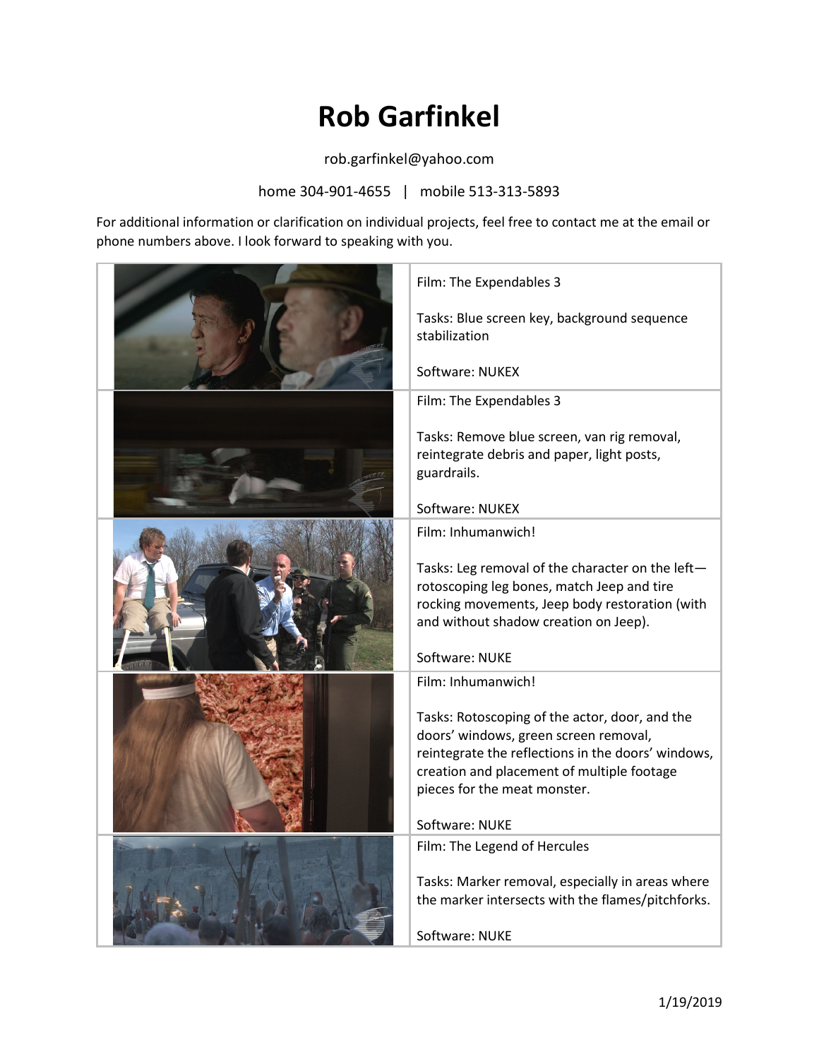# Rob Garfinkel

rob.garfinkel@yahoo.com

home 304-901-4655 | mobile 513-313-5893

For additional information or clarification on individual projects, feel free to contact me at the email or phone numbers above. I look forward to speaking with you.

| | |
|---|---|
| | Film: The Expendables 3<br><br>Tasks: Blue screen key, background sequence stabilization<br><br>Software: NUKEX |
| | Film: The Expendables 3<br><br>Tasks: Remove blue screen, van rig removal, reintegrate debris and paper, light posts, guardrails.<br><br>Software: NUKEX |
| | Film: Inhumanwich!<br><br>Tasks: Leg removal of the character on the left—rotoscoping leg bones, match Jeep and tire rocking movements, Jeep body restoration (with and without shadow creation on Jeep).<br><br>Software: NUKE |
| | Film: Inhumanwich!<br><br>Tasks: Rotoscoping of the actor, door, and the doors' windows, green screen removal, reintegrate the reflections in the doors' windows, creation and placement of multiple footage pieces for the meat monster.<br><br>Software: NUKE |
| | Film: The Legend of Hercules<br><br>Tasks: Marker removal, especially in areas where the marker intersects with the flames/pitchforks.<br><br>Software: NUKE |

1/19/2019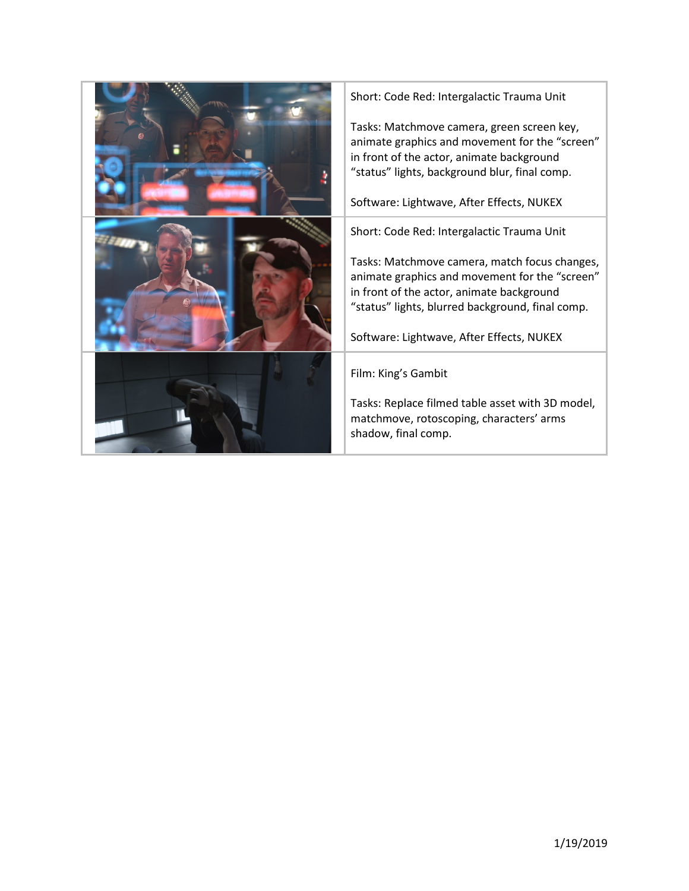| | |
|---|---|
| | Short: Code Red: Intergalactic Trauma Unit<br><br>Tasks: Matchmove camera, green screen key, animate graphics and movement for the "screen" in front of the actor, animate background "status" lights, background blur, final comp.<br><br>Software: Lightwave, After Effects, NUKEX |
| | Short: Code Red: Intergalactic Trauma Unit<br><br>Tasks: Matchmove camera, match focus changes, animate graphics and movement for the "screen" in front of the actor, animate background "status" lights, blurred background, final comp.<br><br>Software: Lightwave, After Effects, NUKEX |
| | Film: King's Gambit<br><br>Tasks: Replace filmed table asset with 3D model, matchmove, rotoscoping, characters' arms shadow, final comp. |

1/19/2019